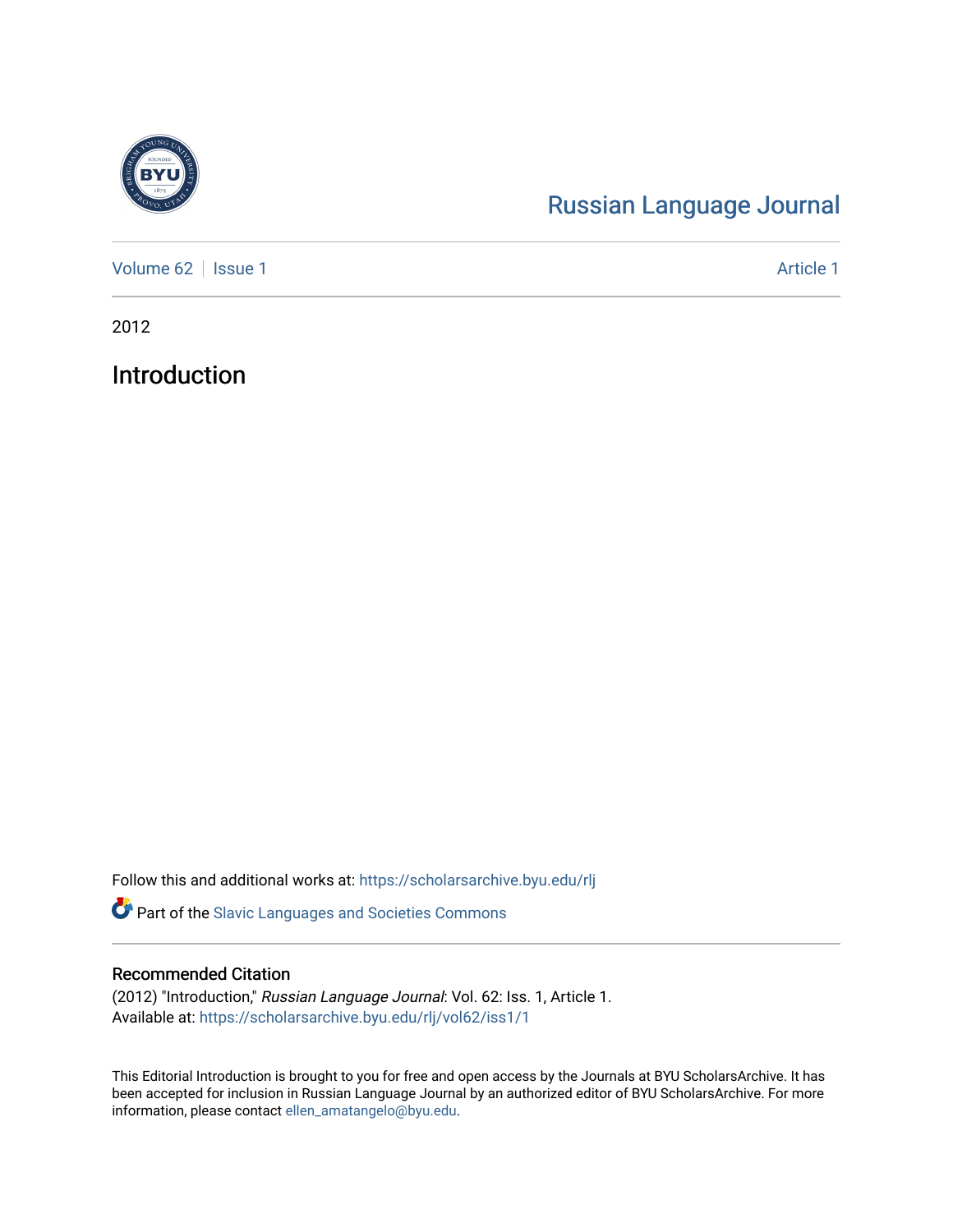# Russian Language Journal

Volume 62 | Issue 1 | Article 1

2012

## Introduction

Follow this and additional works at: https://scholarsarchive.byu.edu/rlj

Part of the Slavic Languages and Societies Commons

### Recommended Citation

(2012) "Introduction," *Russian Language Journal*: Vol. 62: Iss. 1, Article 1.
Available at: https://scholarsarchive.byu.edu/rlj/vol62/iss1/1

This Editorial Introduction is brought to you for free and open access by the Journals at BYU ScholarsArchive. It has been accepted for inclusion in Russian Language Journal by an authorized editor of BYU ScholarsArchive. For more information, please contact ellen_amatangelo@byu.edu.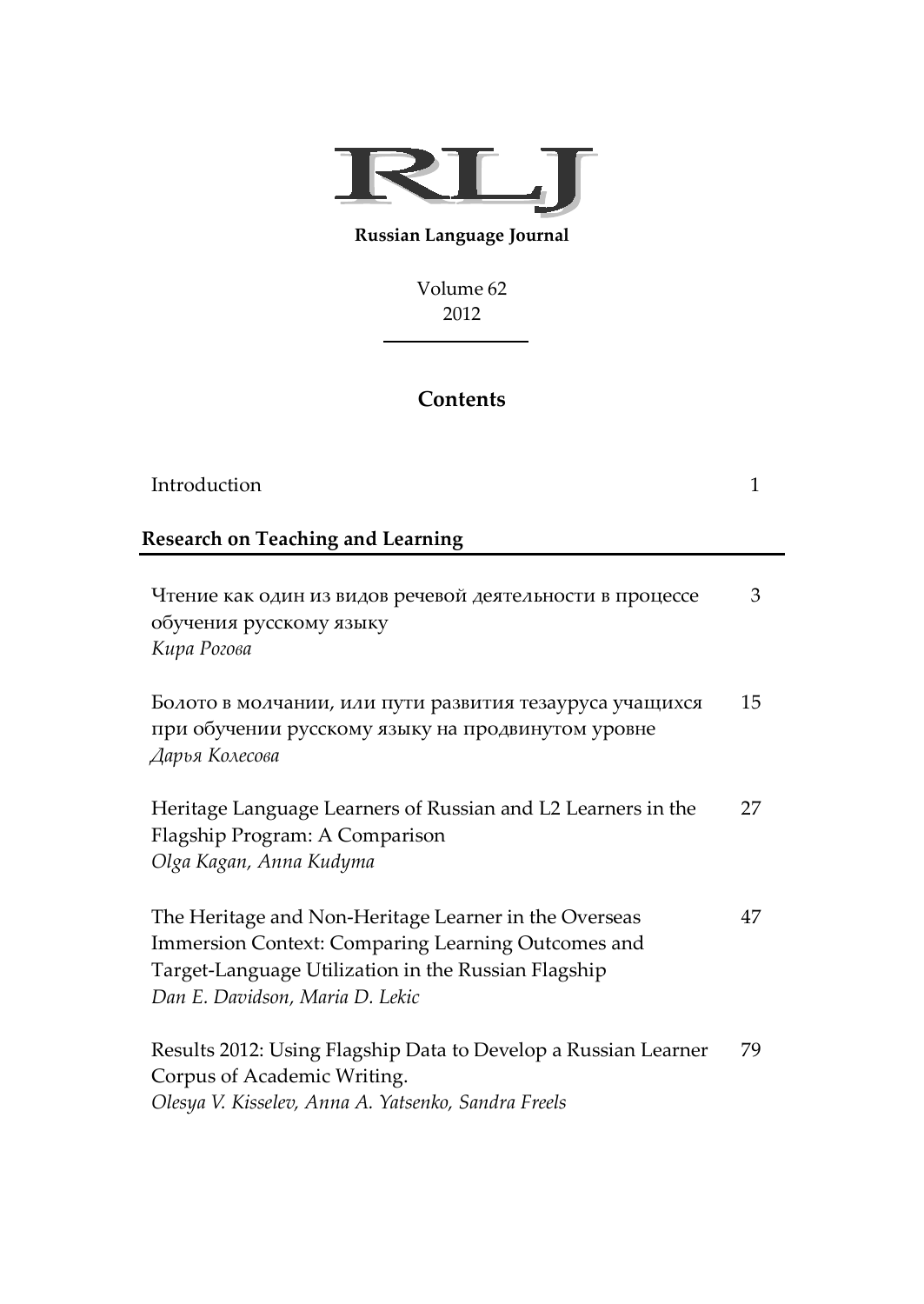# RLJ

**Russian Language Journal**

Volume 62
2012

## Contents

| | |
|---|---|
| Introduction | 1 |

### Research on Teaching and Learning

| | |
|---|---|
| Чтение как один из видов речевой деятельности в процессе обучения русскому языку<br>*Кира Рогова* | 3 |
| Болото в молчании, или пути развития тезауруса учащихся при обучении русскому языку на продвинутом уровне<br>*Дарья Колесова* | 15 |
| Heritage Language Learners of Russian and L2 Learners in the Flagship Program: A Comparison<br>*Olga Kagan, Anna Kudyma* | 27 |
| The Heritage and Non-Heritage Learner in the Overseas Immersion Context: Comparing Learning Outcomes and Target-Language Utilization in the Russian Flagship<br>*Dan E. Davidson, Maria D. Lekic* | 47 |
| Results 2012: Using Flagship Data to Develop a Russian Learner Corpus of Academic Writing.<br>*Olesya V. Kisselev, Anna A. Yatsenko, Sandra Freels* | 79 |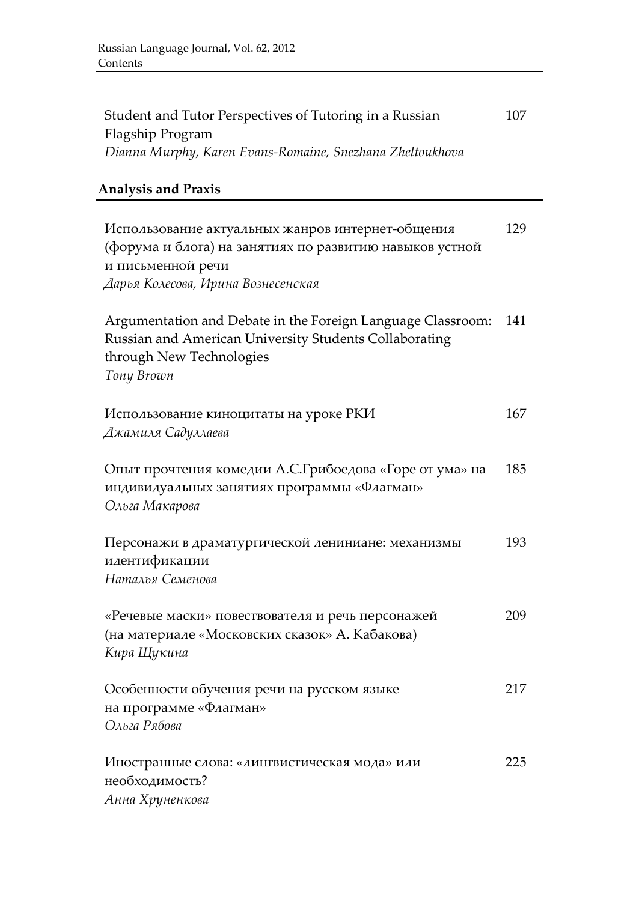Student and Tutor Perspectives of Tutoring in a Russian Flagship Program 107
*Dianna Murphy, Karen Evans-Romaine, Snezhana Zheltoukhova*

## Analysis and Praxis

Использование актуальных жанров интернет-общения (форума и блога) на занятиях по развитию навыков устной и письменной речи 129
*Дарья Колесова, Ирина Вознесенская*

Argumentation and Debate in the Foreign Language Classroom: Russian and American University Students Collaborating through New Technologies 141
*Tony Brown*

Использование киноцитаты на уроке РКИ 167
*Джамиля Садуллаева*

Опыт прочтения комедии А.С.Грибоедова «Горе от ума» на индивидуальных занятиях программы «Флагман» 185
*Ольга Макарова*

Персонажи в драматургической лениниане: механизмы идентификации 193
*Наталья Семенова*

«Речевые маски» повествователя и речь персонажей (на материале «Московских сказок» А. Кабакова) 209
*Кира Щукина*

Особенности обучения речи на русском языке на программе «Флагман» 217
*Ольга Рябова*

Иностранные слова: «лингвистическая мода» или необходимость? 225
*Анна Хруненкова*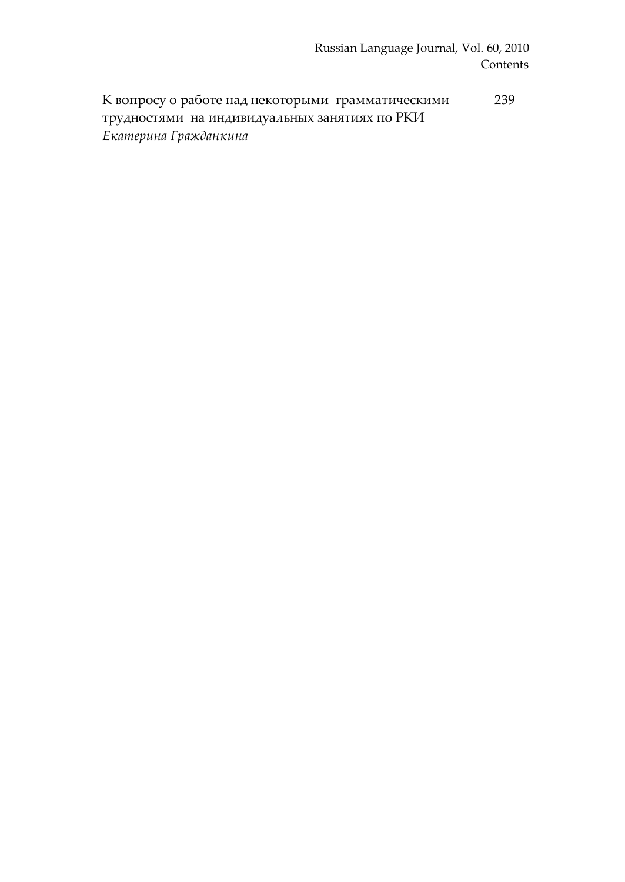К вопросу о работе над некоторыми грамматическими трудностями на индивидуальных занятиях по РКИ 239
*Екатерина Гражданкина*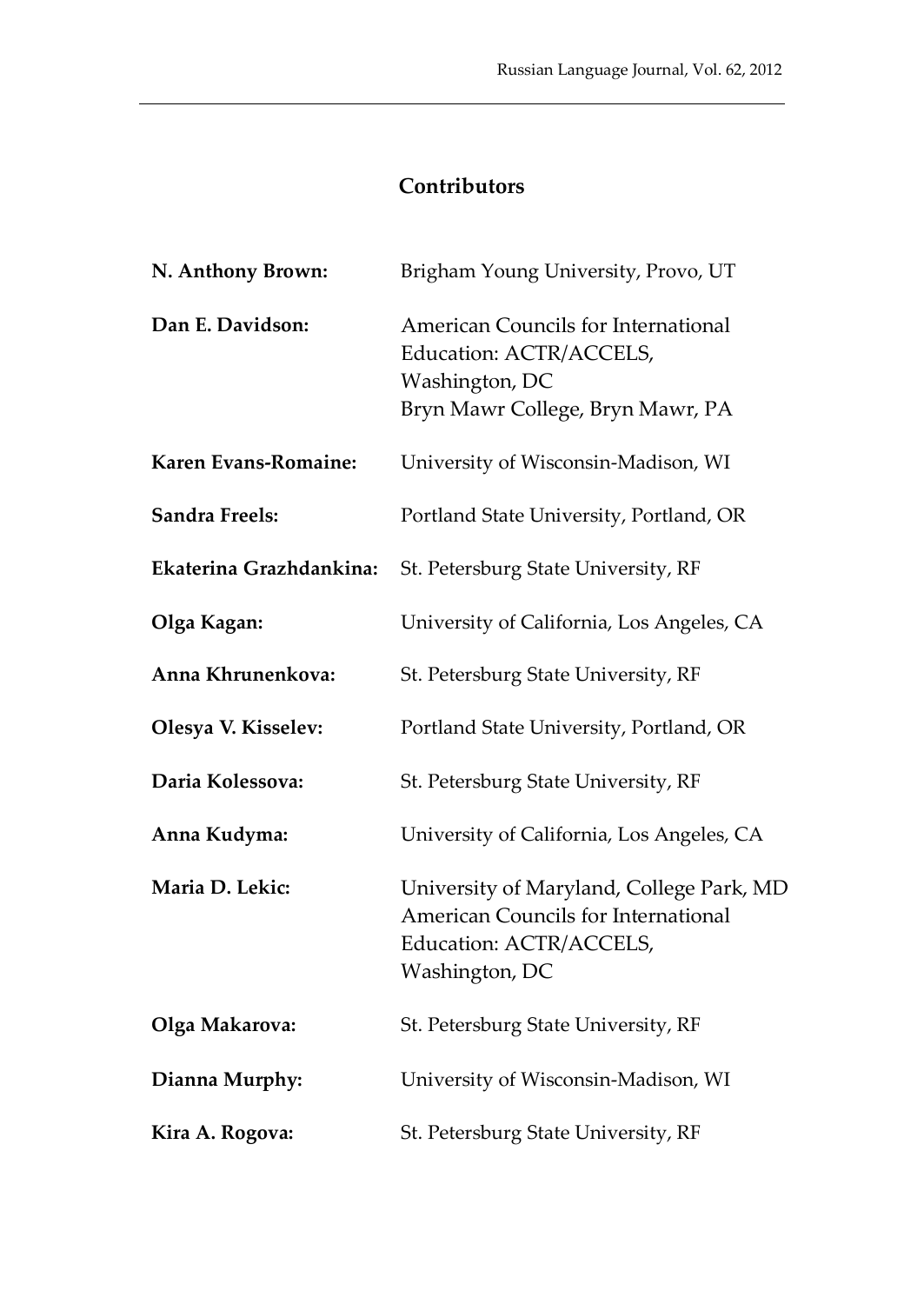## Contributors

**N. Anthony Brown:** Brigham Young University, Provo, UT

**Dan E. Davidson:** American Councils for International Education: ACTR/ACCELS, Washington, DC
Bryn Mawr College, Bryn Mawr, PA

**Karen Evans-Romaine:** University of Wisconsin-Madison, WI

**Sandra Freels:** Portland State University, Portland, OR

**Ekaterina Grazhdankina:** St. Petersburg State University, RF

**Olga Kagan:** University of California, Los Angeles, CA

**Anna Khrunenkova:** St. Petersburg State University, RF

**Olesya V. Kisselev:** Portland State University, Portland, OR

**Daria Kolessova:** St. Petersburg State University, RF

**Anna Kudyma:** University of California, Los Angeles, CA

**Maria D. Lekic:** University of Maryland, College Park, MD
American Councils for International Education: ACTR/ACCELS, Washington, DC

**Olga Makarova:** St. Petersburg State University, RF

**Dianna Murphy:** University of Wisconsin-Madison, WI

**Kira A. Rogova:** St. Petersburg State University, RF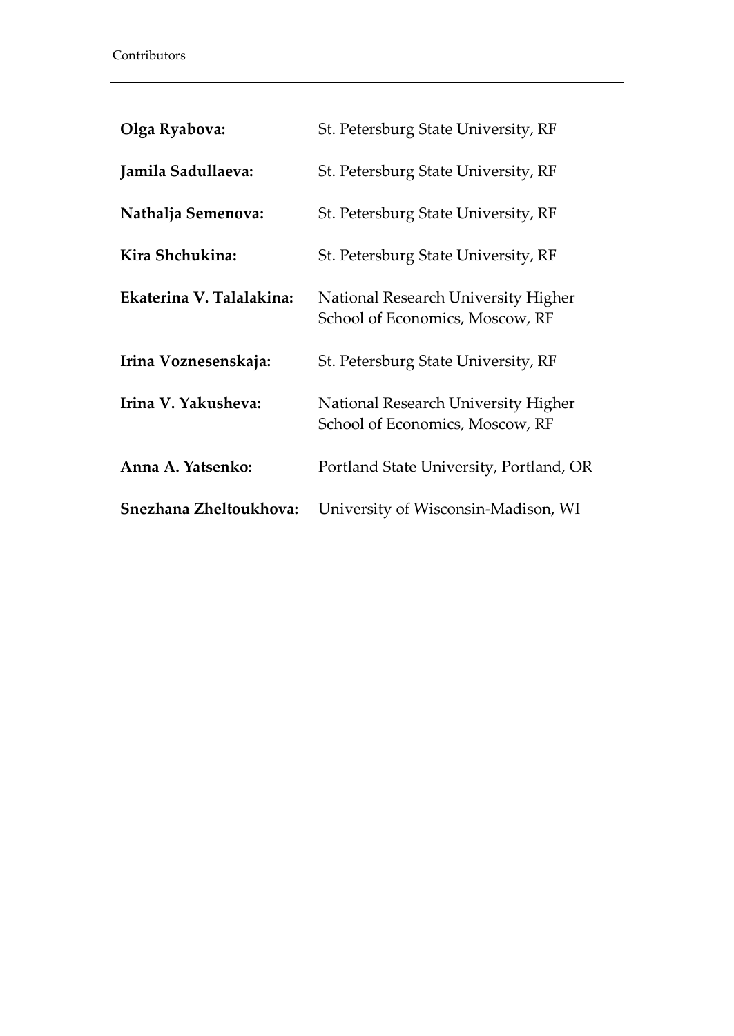| | |
|---|---|
| **Olga Ryabova:** | St. Petersburg State University, RF |
| **Jamila Sadullaeva:** | St. Petersburg State University, RF |
| **Nathalja Semenova:** | St. Petersburg State University, RF |
| **Kira Shchukina:** | St. Petersburg State University, RF |
| **Ekaterina V. Talalakina:** | National Research University Higher School of Economics, Moscow, RF |
| **Irina Voznesenskaja:** | St. Petersburg State University, RF |
| **Irina V. Yakusheva:** | National Research University Higher School of Economics, Moscow, RF |
| **Anna A. Yatsenko:** | Portland State University, Portland, OR |
| **Snezhana Zheltoukhova:** | University of Wisconsin-Madison, WI |